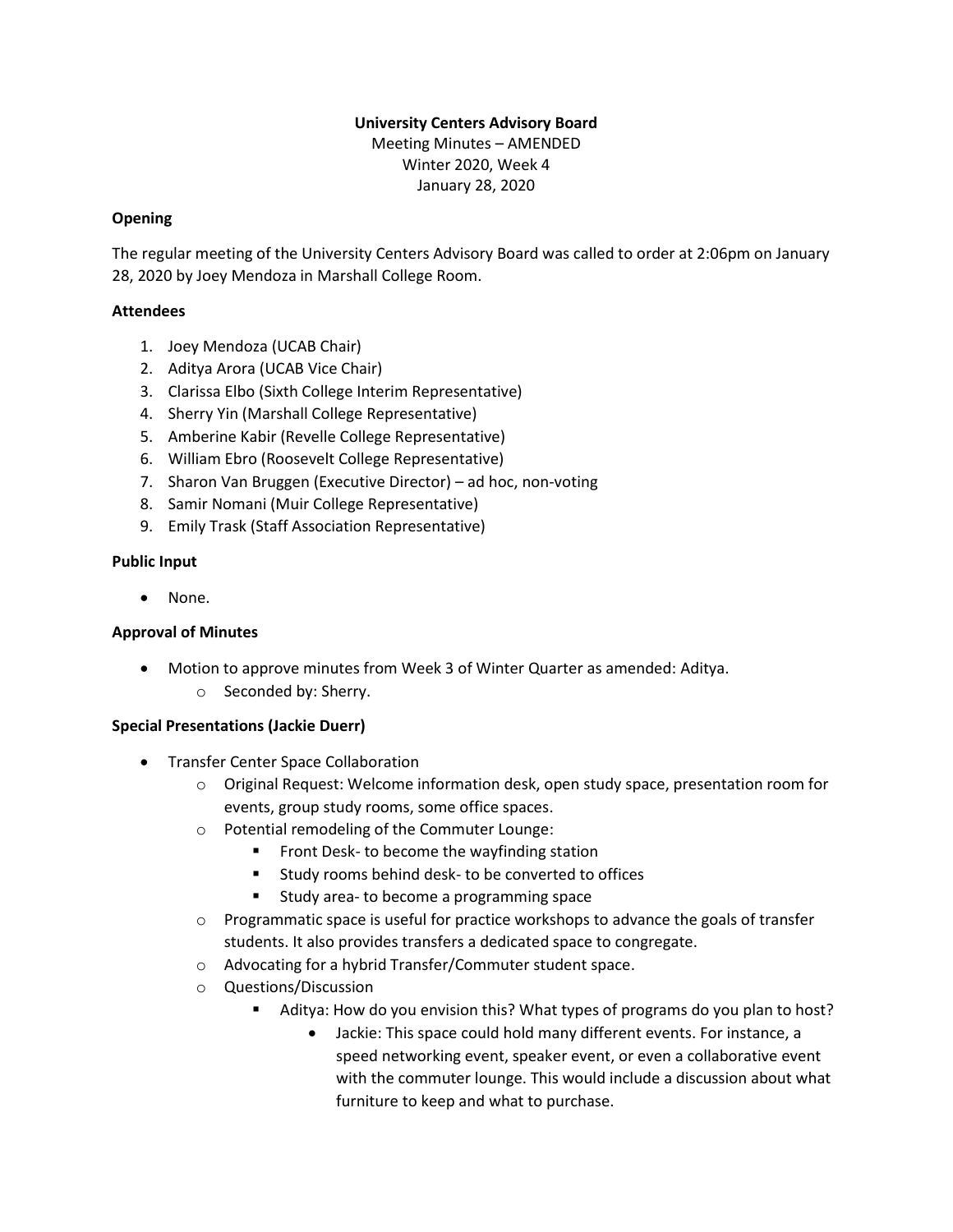**University Centers Advisory Board**

Meeting Minutes – AMENDED

Winter 2020, Week 4

January 28, 2020

**Opening**

The regular meeting of the University Centers Advisory Board was called to order at 2:06pm on January 28, 2020 by Joey Mendoza in Marshall College Room.

**Attendees**

1. Joey Mendoza (UCAB Chair)
2. Aditya Arora (UCAB Vice Chair)
3. Clarissa Elbo (Sixth College Interim Representative)
4. Sherry Yin (Marshall College Representative)
5. Amberine Kabir (Revelle College Representative)
6. William Ebro (Roosevelt College Representative)
7. Sharon Van Bruggen (Executive Director) – ad hoc, non-voting
8. Samir Nomani (Muir College Representative)
9. Emily Trask (Staff Association Representative)

**Public Input**

- None.

**Approval of Minutes**

- Motion to approve minutes from Week 3 of Winter Quarter as amended: Aditya.
  - Seconded by: Sherry.

**Special Presentations (Jackie Duerr)**

- Transfer Center Space Collaboration
  - Original Request: Welcome information desk, open study space, presentation room for events, group study rooms, some office spaces.
  - Potential remodeling of the Commuter Lounge:
    - Front Desk- to become the wayfinding station
    - Study rooms behind desk- to be converted to offices
    - Study area- to become a programming space
  - Programmatic space is useful for practice workshops to advance the goals of transfer students. It also provides transfers a dedicated space to congregate.
  - Advocating for a hybrid Transfer/Commuter student space.
  - Questions/Discussion
    - Aditya: How do you envision this? What types of programs do you plan to host?
      - Jackie: This space could hold many different events. For instance, a speed networking event, speaker event, or even a collaborative event with the commuter lounge. This would include a discussion about what furniture to keep and what to purchase.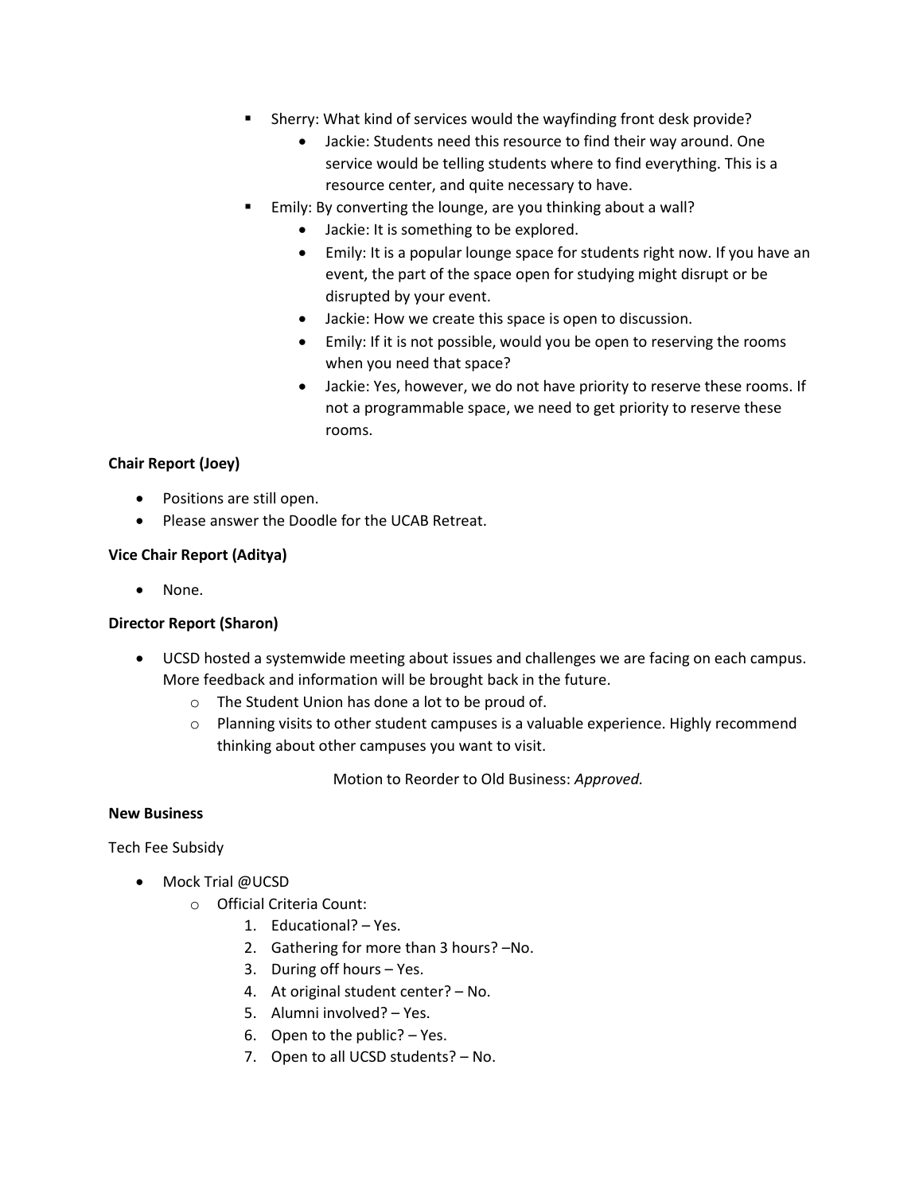- Sherry: What kind of services would the wayfinding front desk provide?
  - Jackie: Students need this resource to find their way around. One service would be telling students where to find everything. This is a resource center, and quite necessary to have.
- Emily: By converting the lounge, are you thinking about a wall?
  - Jackie: It is something to be explored.
  - Emily: It is a popular lounge space for students right now. If you have an event, the part of the space open for studying might disrupt or be disrupted by your event.
  - Jackie: How we create this space is open to discussion.
  - Emily: If it is not possible, would you be open to reserving the rooms when you need that space?
  - Jackie: Yes, however, we do not have priority to reserve these rooms. If not a programmable space, we need to get priority to reserve these rooms.

**Chair Report (Joey)**

- Positions are still open.
- Please answer the Doodle for the UCAB Retreat.

**Vice Chair Report (Aditya)**

- None.

**Director Report (Sharon)**

- UCSD hosted a systemwide meeting about issues and challenges we are facing on each campus. More feedback and information will be brought back in the future.
  - The Student Union has done a lot to be proud of.
  - Planning visits to other student campuses is a valuable experience. Highly recommend thinking about other campuses you want to visit.

Motion to Reorder to Old Business: *Approved.*

**New Business**

Tech Fee Subsidy

- Mock Trial @UCSD
  - Official Criteria Count:
    1. Educational? – Yes.
    2. Gathering for more than 3 hours? –No.
    3. During off hours – Yes.
    4. At original student center? – No.
    5. Alumni involved? – Yes.
    6. Open to the public? – Yes.
    7. Open to all UCSD students? – No.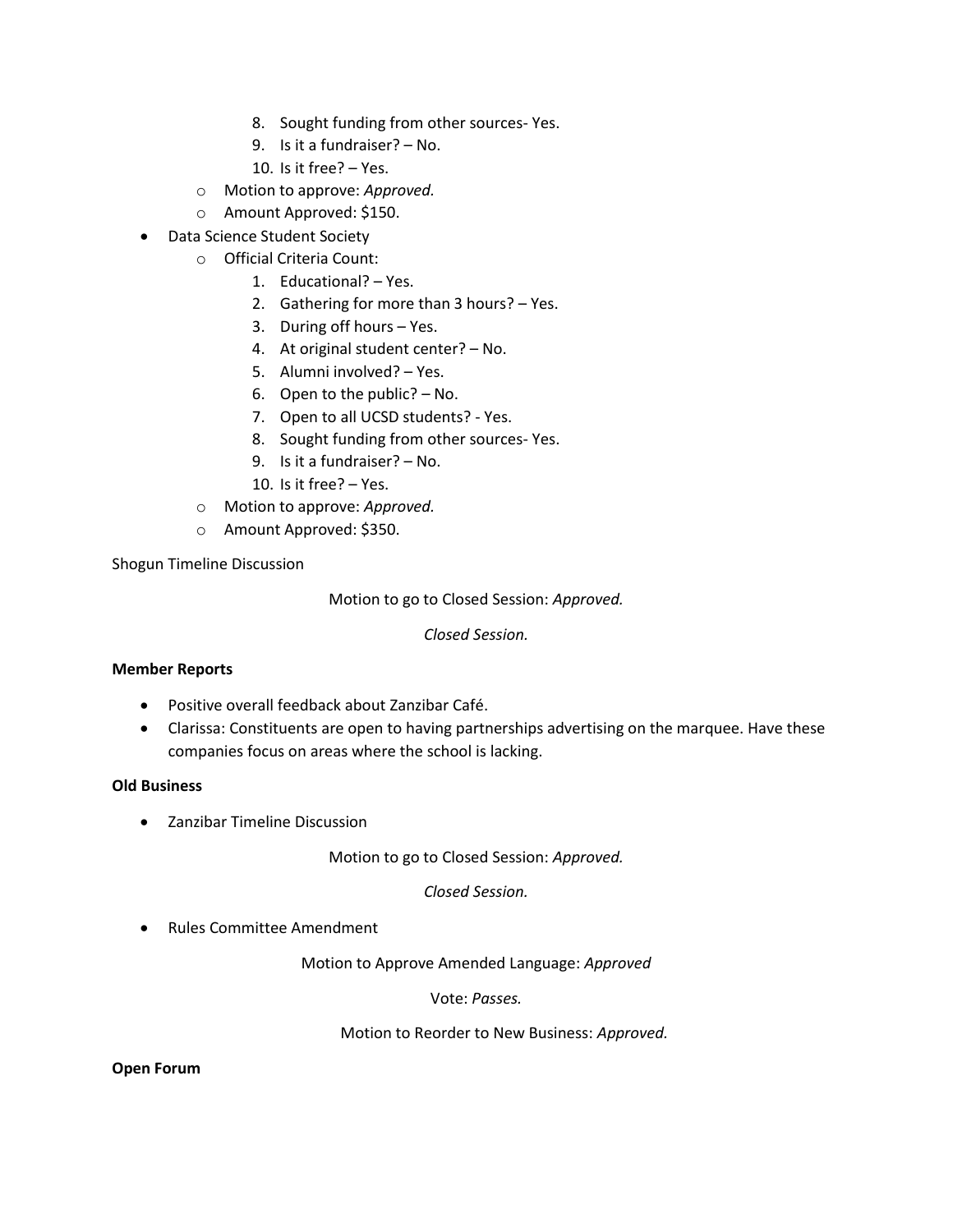8. Sought funding from other sources- Yes.
9. Is it a fundraiser? – No.
10. Is it free? – Yes.

- Motion to approve: *Approved.*
- Amount Approved: $150.

- Data Science Student Society
  - Official Criteria Count:
    1. Educational? – Yes.
    2. Gathering for more than 3 hours? – Yes.
    3. During off hours – Yes.
    4. At original student center? – No.
    5. Alumni involved? – Yes.
    6. Open to the public? – No.
    7. Open to all UCSD students? - Yes.
    8. Sought funding from other sources- Yes.
    9. Is it a fundraiser? – No.
    10. Is it free? – Yes.
  - Motion to approve: *Approved.*
  - Amount Approved: $350.

Shogun Timeline Discussion

Motion to go to Closed Session: *Approved.*

*Closed Session.*

**Member Reports**

- Positive overall feedback about Zanzibar Café.
- Clarissa: Constituents are open to having partnerships advertising on the marquee. Have these companies focus on areas where the school is lacking.

**Old Business**

- Zanzibar Timeline Discussion

Motion to go to Closed Session: *Approved.*

*Closed Session.*

- Rules Committee Amendment

Motion to Approve Amended Language: *Approved*

Vote: *Passes.*

Motion to Reorder to New Business: *Approved.*

**Open Forum**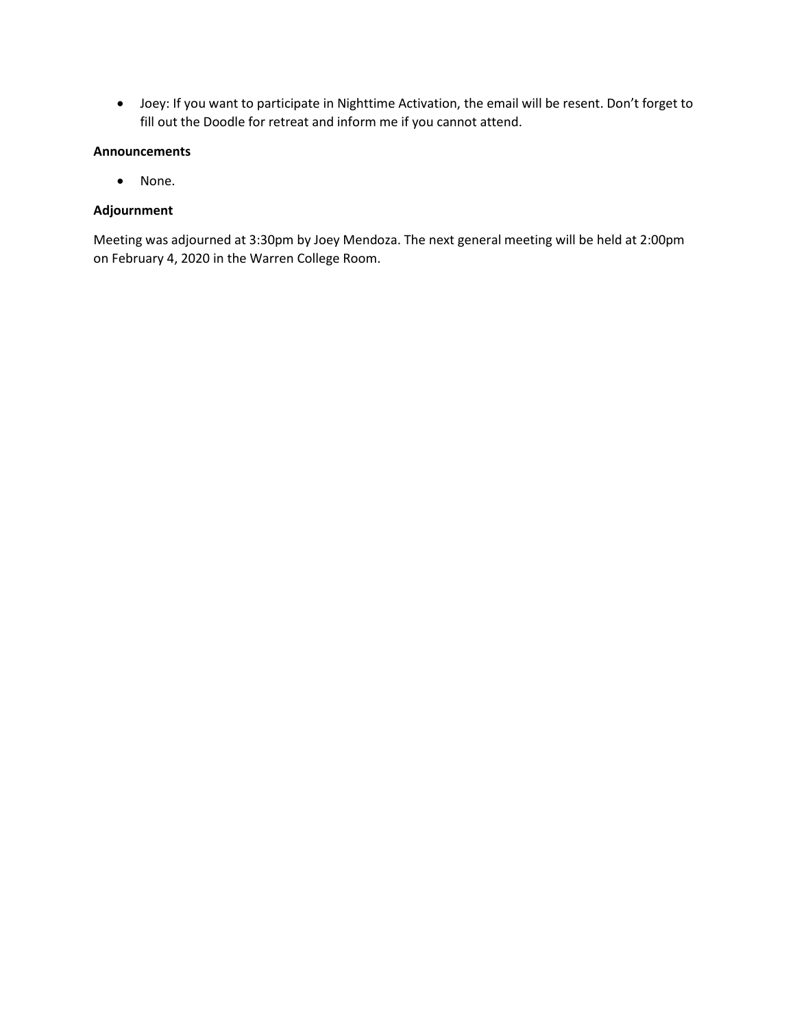- Joey: If you want to participate in Nighttime Activation, the email will be resent. Don't forget to fill out the Doodle for retreat and inform me if you cannot attend.

**Announcements**

- None.

**Adjournment**

Meeting was adjourned at 3:30pm by Joey Mendoza. The next general meeting will be held at 2:00pm on February 4, 2020 in the Warren College Room.